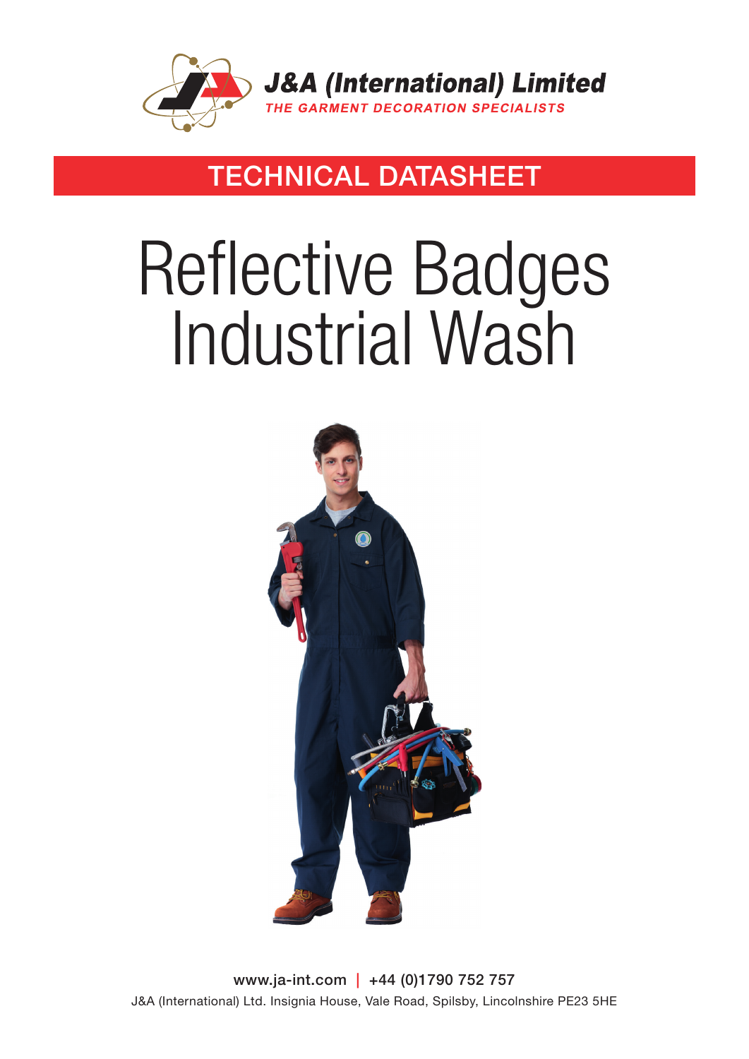**J&A (International) Limited**

*THE GARMENT DECORATION SPECIALISTS*

## TECHNICAL DATASHEET

# Reflective Badges Industrial Wash

www.ja-int.com | +44 (0)1790 752 757

J&A (International) Ltd. Insignia House, Vale Road, Spilsby, Lincolnshire PE23 5HE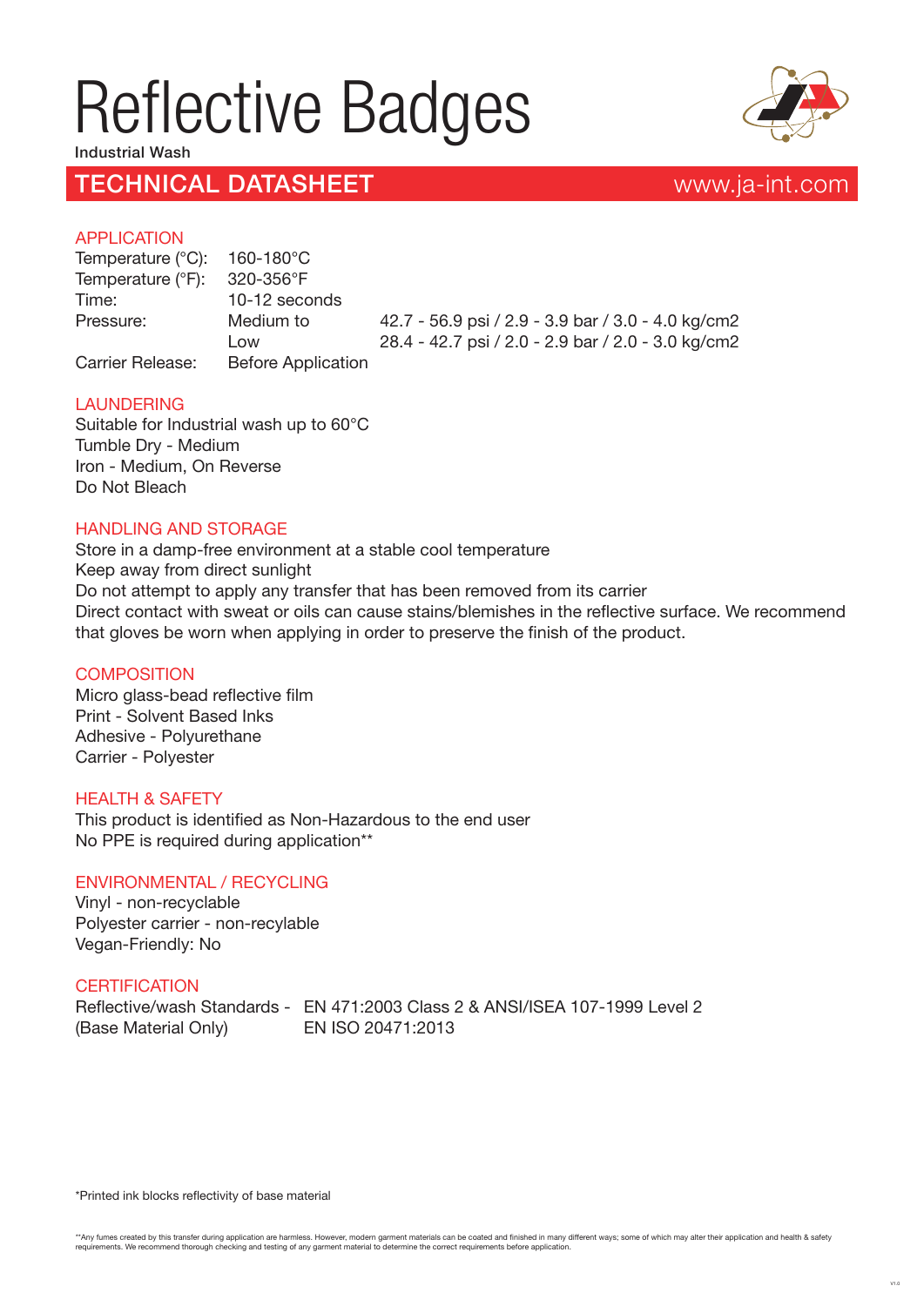# Reflective Badges

Industrial Wash

## TECHNICAL DATASHEET

www.ja-int.com

### APPLICATION

| | | |
|---|---|---|
| Temperature (°C): | 160-180°C | |
| Temperature (°F): | 320-356°F | |
| Time: | 10-12 seconds | |
| Pressure: | Medium to | 42.7 - 56.9 psi / 2.9 - 3.9 bar / 3.0 - 4.0 kg/cm2 |
| | Low | 28.4 - 42.7 psi / 2.0 - 2.9 bar / 2.0 - 3.0 kg/cm2 |
| Carrier Release: | Before Application | |

### LAUNDERING

Suitable for Industrial wash up to 60°C
Tumble Dry - Medium
Iron - Medium, On Reverse
Do Not Bleach

### HANDLING AND STORAGE

Store in a damp-free environment at a stable cool temperature
Keep away from direct sunlight
Do not attempt to apply any transfer that has been removed from its carrier
Direct contact with sweat or oils can cause stains/blemishes in the reflective surface. We recommend that gloves be worn when applying in order to preserve the finish of the product.

### COMPOSITION

Micro glass-bead reflective film
Print - Solvent Based Inks
Adhesive - Polyurethane
Carrier - Polyester

### HEALTH & SAFETY

This product is identified as Non-Hazardous to the end user
No PPE is required during application**

### ENVIRONMENTAL / RECYCLING

Vinyl - non-recyclable
Polyester carrier - non-recylable
Vegan-Friendly: No

### CERTIFICATION

| | |
|---|---|
| Reflective/wash Standards - (Base Material Only) | EN 471:2003 Class 2 & ANSI/ISEA 107-1999 Level 2<br>EN ISO 20471:2013 |

*Printed ink blocks reflectivity of base material

**Any fumes created by this transfer during application are harmless. However, modern garment materials can be coated and finished in many different ways; some of which may alter their application and health & safety requirements. We recommend thorough checking and testing of any garment material to determine the correct requirements before application.